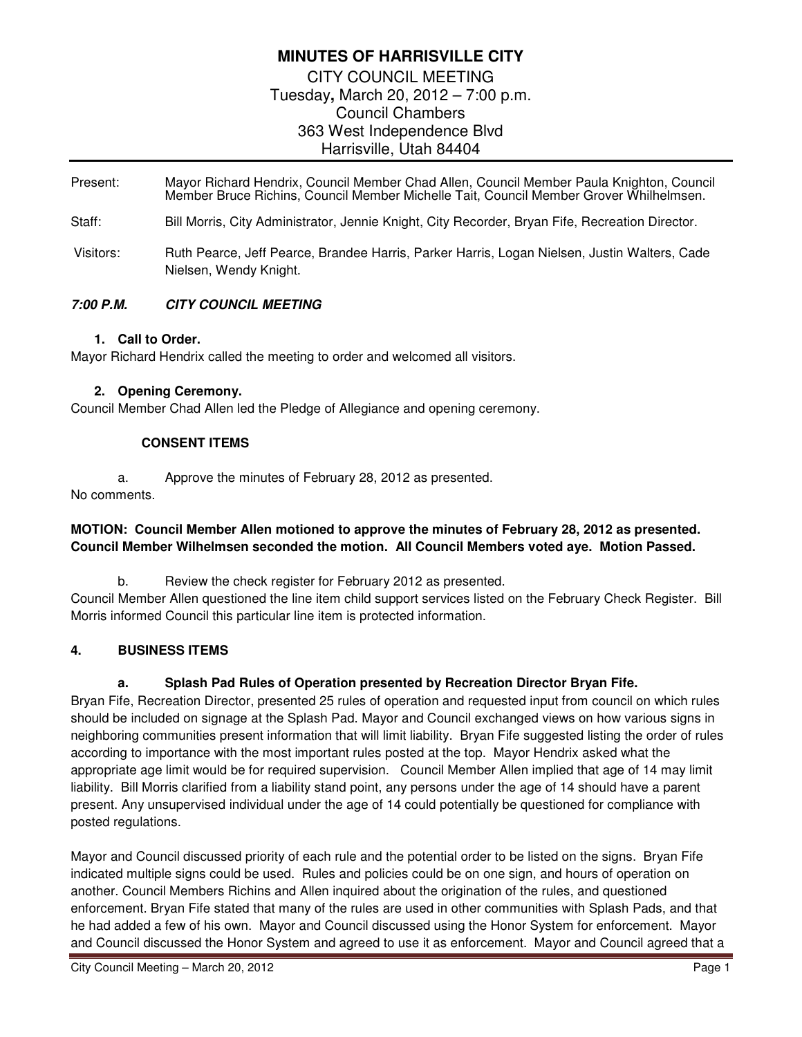# MINUTES OF HARRISVILLE CITY

CITY COUNCIL MEETING
Tuesday, March 20, 2012 – 7:00 p.m.
Council Chambers
363 West Independence Blvd
Harrisville, Utah 84404

Present: Mayor Richard Hendrix, Council Member Chad Allen, Council Member Paula Knighton, Council Member Bruce Richins, Council Member Michelle Tait, Council Member Grover Whilhelmsen.

Staff: Bill Morris, City Administrator, Jennie Knight, City Recorder, Bryan Fife, Recreation Director.

Visitors: Ruth Pearce, Jeff Pearce, Brandee Harris, Parker Harris, Logan Nielsen, Justin Walters, Cade Nielsen, Wendy Knight.

***7:00 P.M. CITY COUNCIL MEETING***

**1. Call to Order.**

Mayor Richard Hendrix called the meeting to order and welcomed all visitors.

**2. Opening Ceremony.**

Council Member Chad Allen led the Pledge of Allegiance and opening ceremony.

**CONSENT ITEMS**

a. Approve the minutes of February 28, 2012 as presented.

No comments.

**MOTION: Council Member Allen motioned to approve the minutes of February 28, 2012 as presented. Council Member Wilhelmsen seconded the motion. All Council Members voted aye. Motion Passed.**

b. Review the check register for February 2012 as presented.

Council Member Allen questioned the line item child support services listed on the February Check Register. Bill Morris informed Council this particular line item is protected information.

**4. BUSINESS ITEMS**

**a. Splash Pad Rules of Operation presented by Recreation Director Bryan Fife.**

Bryan Fife, Recreation Director, presented 25 rules of operation and requested input from council on which rules should be included on signage at the Splash Pad. Mayor and Council exchanged views on how various signs in neighboring communities present information that will limit liability. Bryan Fife suggested listing the order of rules according to importance with the most important rules posted at the top. Mayor Hendrix asked what the appropriate age limit would be for required supervision. Council Member Allen implied that age of 14 may limit liability. Bill Morris clarified from a liability stand point, any persons under the age of 14 should have a parent present. Any unsupervised individual under the age of 14 could potentially be questioned for compliance with posted regulations.

Mayor and Council discussed priority of each rule and the potential order to be listed on the signs. Bryan Fife indicated multiple signs could be used. Rules and policies could be on one sign, and hours of operation on another. Council Members Richins and Allen inquired about the origination of the rules, and questioned enforcement. Bryan Fife stated that many of the rules are used in other communities with Splash Pads, and that he had added a few of his own. Mayor and Council discussed using the Honor System for enforcement. Mayor and Council discussed the Honor System and agreed to use it as enforcement. Mayor and Council agreed that a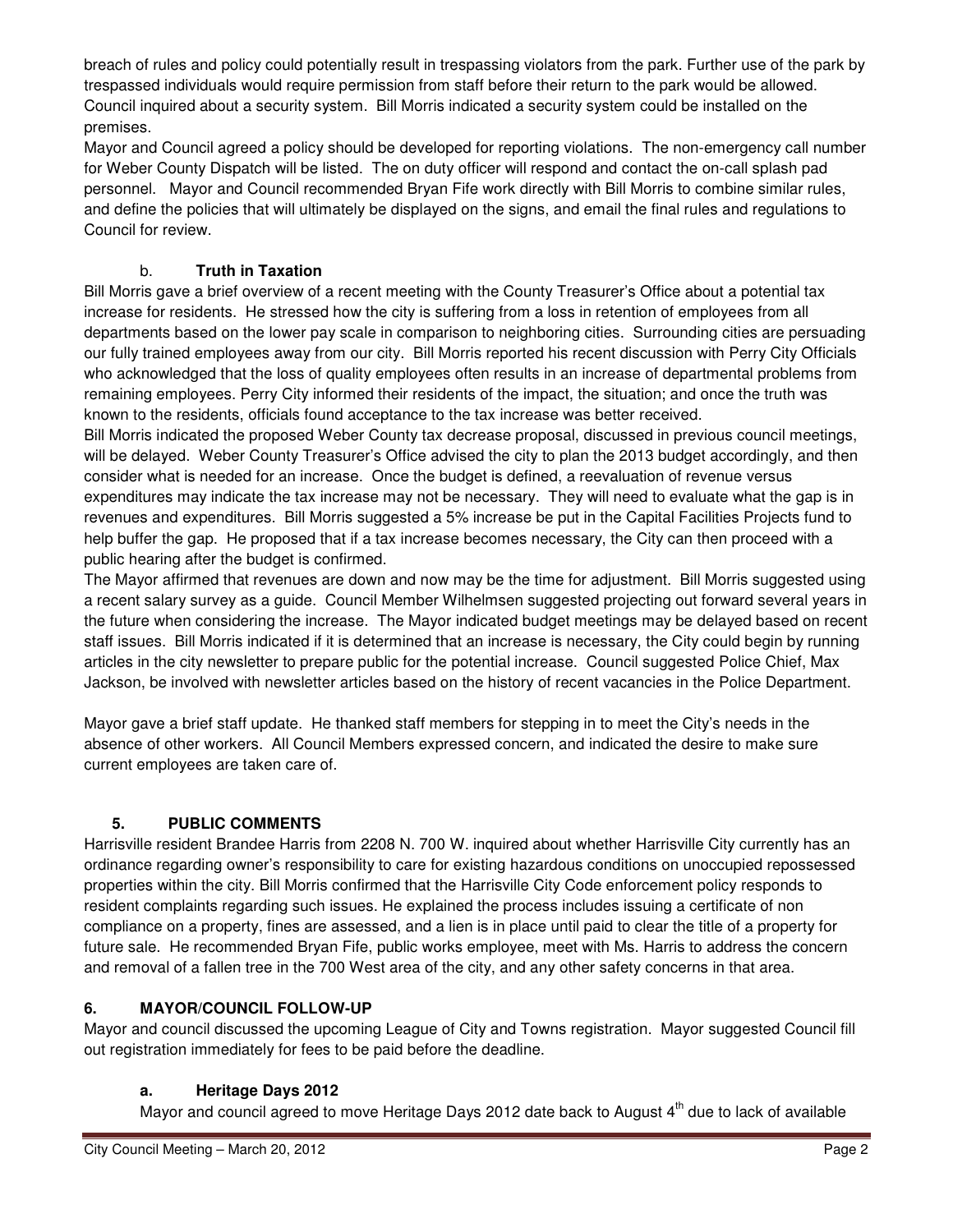breach of rules and policy could potentially result in trespassing violators from the park. Further use of the park by trespassed individuals would require permission from staff before their return to the park would be allowed. Council inquired about a security system. Bill Morris indicated a security system could be installed on the premises.

Mayor and Council agreed a policy should be developed for reporting violations. The non-emergency call number for Weber County Dispatch will be listed. The on duty officer will respond and contact the on-call splash pad personnel. Mayor and Council recommended Bryan Fife work directly with Bill Morris to combine similar rules, and define the policies that will ultimately be displayed on the signs, and email the final rules and regulations to Council for review.

### b. Truth in Taxation

Bill Morris gave a brief overview of a recent meeting with the County Treasurer's Office about a potential tax increase for residents. He stressed how the city is suffering from a loss in retention of employees from all departments based on the lower pay scale in comparison to neighboring cities. Surrounding cities are persuading our fully trained employees away from our city. Bill Morris reported his recent discussion with Perry City Officials who acknowledged that the loss of quality employees often results in an increase of departmental problems from remaining employees. Perry City informed their residents of the impact, the situation; and once the truth was known to the residents, officials found acceptance to the tax increase was better received.

Bill Morris indicated the proposed Weber County tax decrease proposal, discussed in previous council meetings, will be delayed. Weber County Treasurer's Office advised the city to plan the 2013 budget accordingly, and then consider what is needed for an increase. Once the budget is defined, a reevaluation of revenue versus expenditures may indicate the tax increase may not be necessary. They will need to evaluate what the gap is in revenues and expenditures. Bill Morris suggested a 5% increase be put in the Capital Facilities Projects fund to help buffer the gap. He proposed that if a tax increase becomes necessary, the City can then proceed with a public hearing after the budget is confirmed.

The Mayor affirmed that revenues are down and now may be the time for adjustment. Bill Morris suggested using a recent salary survey as a guide. Council Member Wilhelmsen suggested projecting out forward several years in the future when considering the increase. The Mayor indicated budget meetings may be delayed based on recent staff issues. Bill Morris indicated if it is determined that an increase is necessary, the City could begin by running articles in the city newsletter to prepare public for the potential increase. Council suggested Police Chief, Max Jackson, be involved with newsletter articles based on the history of recent vacancies in the Police Department.

Mayor gave a brief staff update. He thanked staff members for stepping in to meet the City's needs in the absence of other workers. All Council Members expressed concern, and indicated the desire to make sure current employees are taken care of.

## 5. PUBLIC COMMENTS

Harrisville resident Brandee Harris from 2208 N. 700 W. inquired about whether Harrisville City currently has an ordinance regarding owner's responsibility to care for existing hazardous conditions on unoccupied repossessed properties within the city. Bill Morris confirmed that the Harrisville City Code enforcement policy responds to resident complaints regarding such issues. He explained the process includes issuing a certificate of non compliance on a property, fines are assessed, and a lien is in place until paid to clear the title of a property for future sale. He recommended Bryan Fife, public works employee, meet with Ms. Harris to address the concern and removal of a fallen tree in the 700 West area of the city, and any other safety concerns in that area.

## 6. MAYOR/COUNCIL FOLLOW-UP

Mayor and council discussed the upcoming League of City and Towns registration. Mayor suggested Council fill out registration immediately for fees to be paid before the deadline.

### a. Heritage Days 2012

Mayor and council agreed to move Heritage Days 2012 date back to August 4th due to lack of available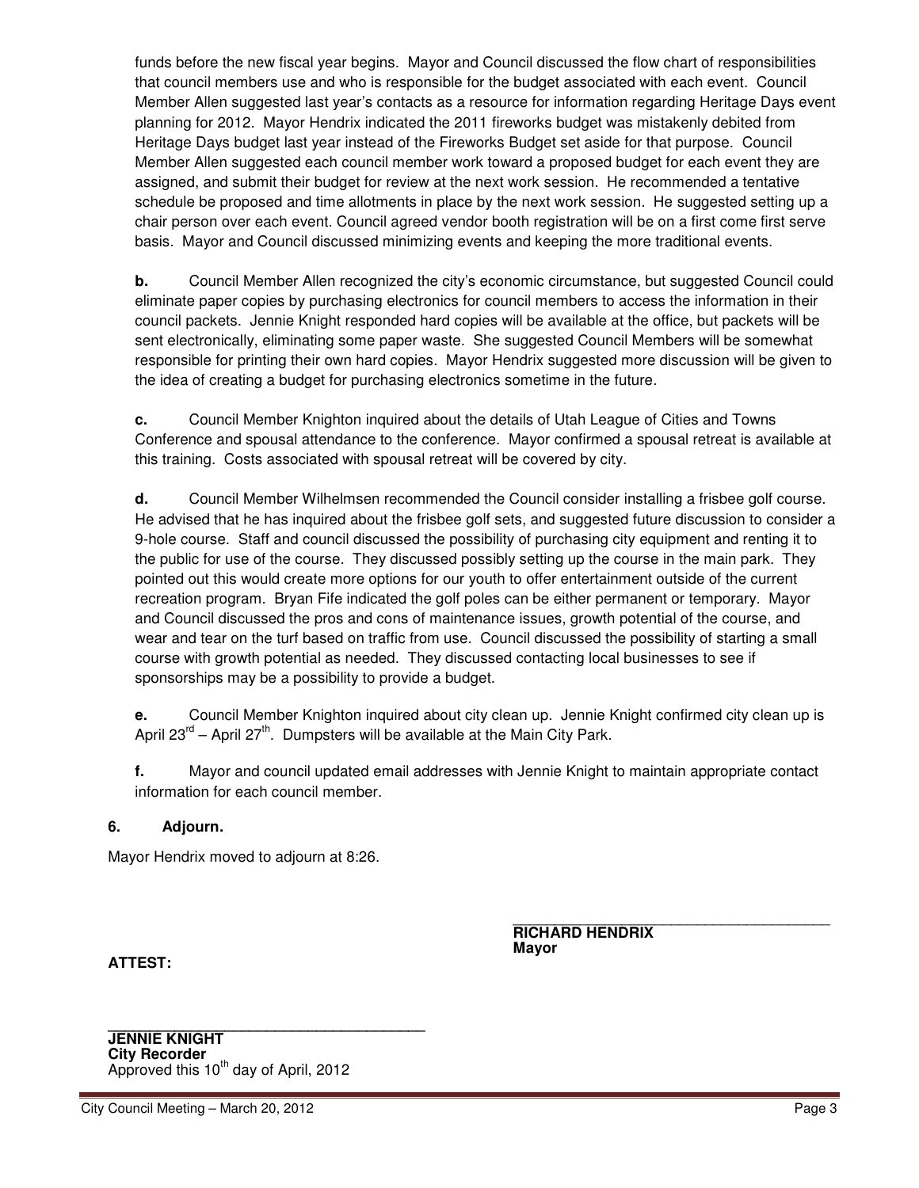funds before the new fiscal year begins. Mayor and Council discussed the flow chart of responsibilities that council members use and who is responsible for the budget associated with each event. Council Member Allen suggested last year's contacts as a resource for information regarding Heritage Days event planning for 2012. Mayor Hendrix indicated the 2011 fireworks budget was mistakenly debited from Heritage Days budget last year instead of the Fireworks Budget set aside for that purpose. Council Member Allen suggested each council member work toward a proposed budget for each event they are assigned, and submit their budget for review at the next work session. He recommended a tentative schedule be proposed and time allotments in place by the next work session. He suggested setting up a chair person over each event. Council agreed vendor booth registration will be on a first come first serve basis. Mayor and Council discussed minimizing events and keeping the more traditional events.

**b.** Council Member Allen recognized the city's economic circumstance, but suggested Council could eliminate paper copies by purchasing electronics for council members to access the information in their council packets. Jennie Knight responded hard copies will be available at the office, but packets will be sent electronically, eliminating some paper waste. She suggested Council Members will be somewhat responsible for printing their own hard copies. Mayor Hendrix suggested more discussion will be given to the idea of creating a budget for purchasing electronics sometime in the future.

**c.** Council Member Knighton inquired about the details of Utah League of Cities and Towns Conference and spousal attendance to the conference. Mayor confirmed a spousal retreat is available at this training. Costs associated with spousal retreat will be covered by city.

**d.** Council Member Wilhelmsen recommended the Council consider installing a frisbee golf course. He advised that he has inquired about the frisbee golf sets, and suggested future discussion to consider a 9-hole course. Staff and council discussed the possibility of purchasing city equipment and renting it to the public for use of the course. They discussed possibly setting up the course in the main park. They pointed out this would create more options for our youth to offer entertainment outside of the current recreation program. Bryan Fife indicated the golf poles can be either permanent or temporary. Mayor and Council discussed the pros and cons of maintenance issues, growth potential of the course, and wear and tear on the turf based on traffic from use. Council discussed the possibility of starting a small course with growth potential as needed. They discussed contacting local businesses to see if sponsorships may be a possibility to provide a budget.

**e.** Council Member Knighton inquired about city clean up. Jennie Knight confirmed city clean up is April 23rd – April 27th. Dumpsters will be available at the Main City Park.

**f.** Mayor and council updated email addresses with Jennie Knight to maintain appropriate contact information for each council member.

**6. Adjourn.**

Mayor Hendrix moved to adjourn at 8:26.

\_\_\_\_\_\_\_\_\_\_\_\_\_\_\_\_\_\_\_\_\_\_\_\_\_\_\_\_\_\_\_\_\_\_\_\_\_\_
**RICHARD HENDRIX**
**Mayor**

**ATTEST:**

\_\_\_\_\_\_\_\_\_\_\_\_\_\_\_\_\_\_\_\_\_\_\_\_\_\_\_\_\_\_\_\_\_\_\_\_\_\_
**JENNIE KNIGHT**
**City Recorder**
Approved this 10th day of April, 2012